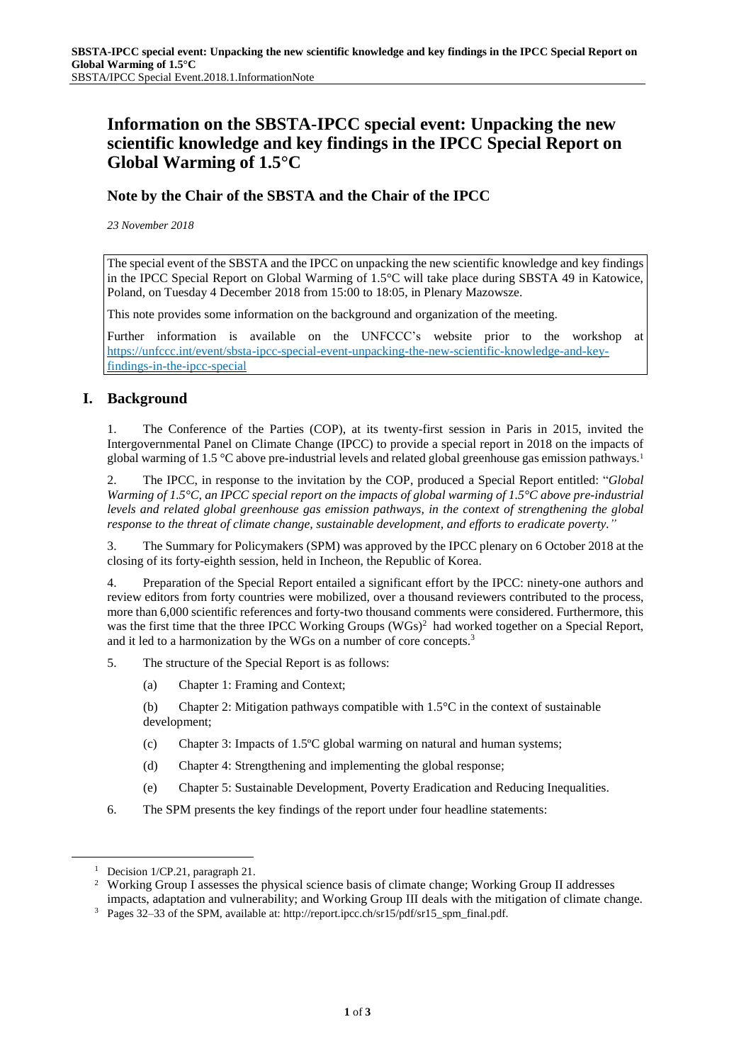# Information on the SBSTA-IPCC special event: Unpacking the new scientific knowledge and key findings in the IPCC Special Report on Global Warming of 1.5°C

## Note by the Chair of the SBSTA and the Chair of the IPCC

*23 November 2018*

The special event of the SBSTA and the IPCC on unpacking the new scientific knowledge and key findings in the IPCC Special Report on Global Warming of 1.5°C will take place during SBSTA 49 in Katowice, Poland, on Tuesday 4 December 2018 from 15:00 to 18:05, in Plenary Mazowsze.

This note provides some information on the background and organization of the meeting.

Further information is available on the UNFCCC's website prior to the workshop at https://unfccc.int/event/sbsta-ipcc-special-event-unpacking-the-new-scientific-knowledge-and-key-findings-in-the-ipcc-special

## I. Background

1. The Conference of the Parties (COP), at its twenty-first session in Paris in 2015, invited the Intergovernmental Panel on Climate Change (IPCC) to provide a special report in 2018 on the impacts of global warming of 1.5 °C above pre-industrial levels and related global greenhouse gas emission pathways.[1]

2. The IPCC, in response to the invitation by the COP, produced a Special Report entitled: "*Global Warming of 1.5°C, an IPCC special report on the impacts of global warming of 1.5°C above pre-industrial levels and related global greenhouse gas emission pathways, in the context of strengthening the global response to the threat of climate change, sustainable development, and efforts to eradicate poverty."*

3. The Summary for Policymakers (SPM) was approved by the IPCC plenary on 6 October 2018 at the closing of its forty-eighth session, held in Incheon, the Republic of Korea.

4. Preparation of the Special Report entailed a significant effort by the IPCC: ninety-one authors and review editors from forty countries were mobilized, over a thousand reviewers contributed to the process, more than 6,000 scientific references and forty-two thousand comments were considered. Furthermore, this was the first time that the three IPCC Working Groups (WGs)[2] had worked together on a Special Report, and it led to a harmonization by the WGs on a number of core concepts.[3]

5. The structure of the Special Report is as follows:

   (a) Chapter 1: Framing and Context;

   (b) Chapter 2: Mitigation pathways compatible with 1.5°C in the context of sustainable development;

   (c) Chapter 3: Impacts of 1.5ºC global warming on natural and human systems;

   (d) Chapter 4: Strengthening and implementing the global response;

   (e) Chapter 5: Sustainable Development, Poverty Eradication and Reducing Inequalities.

6. The SPM presents the key findings of the report under four headline statements:

---

[1] Decision 1/CP.21, paragraph 21.

[2] Working Group I assesses the physical science basis of climate change; Working Group II addresses impacts, adaptation and vulnerability; and Working Group III deals with the mitigation of climate change.

[3] Pages 32–33 of the SPM, available at: http://report.ipcc.ch/sr15/pdf/sr15_spm_final.pdf.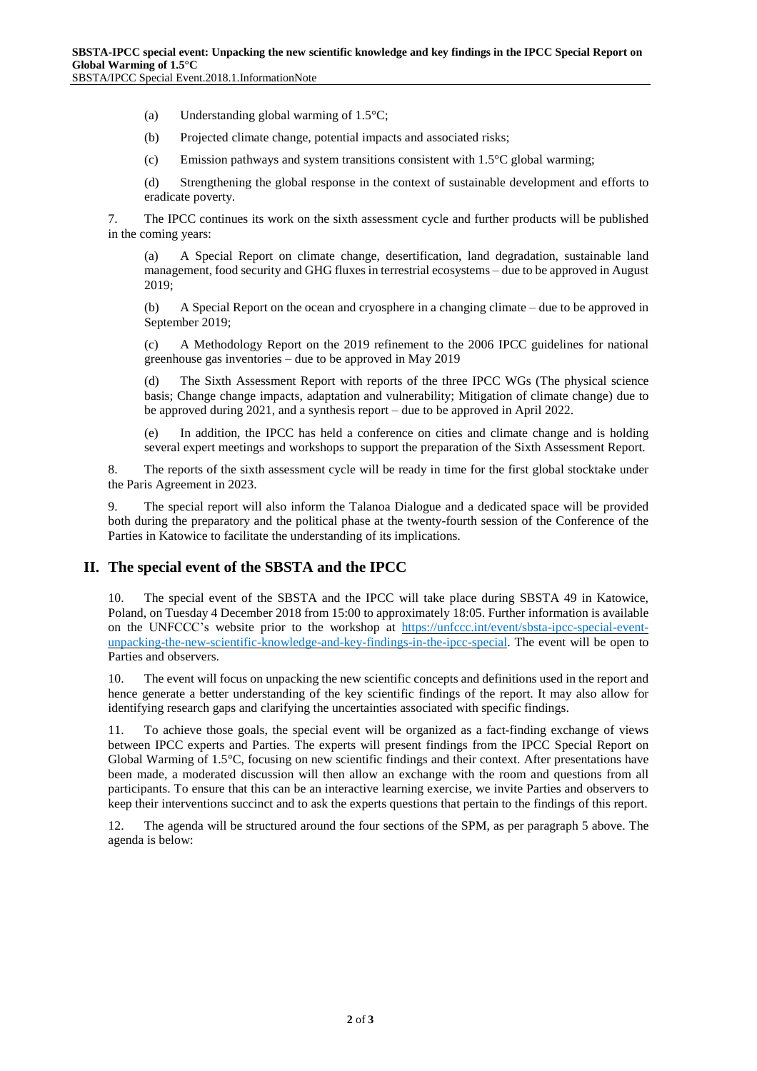(a) Understanding global warming of 1.5°C;

(b) Projected climate change, potential impacts and associated risks;

(c) Emission pathways and system transitions consistent with 1.5°C global warming;

(d) Strengthening the global response in the context of sustainable development and efforts to eradicate poverty.

7. The IPCC continues its work on the sixth assessment cycle and further products will be published in the coming years:

(a) A Special Report on climate change, desertification, land degradation, sustainable land management, food security and GHG fluxes in terrestrial ecosystems – due to be approved in August 2019;

(b) A Special Report on the ocean and cryosphere in a changing climate – due to be approved in September 2019;

(c) A Methodology Report on the 2019 refinement to the 2006 IPCC guidelines for national greenhouse gas inventories – due to be approved in May 2019

(d) The Sixth Assessment Report with reports of the three IPCC WGs (The physical science basis; Change change impacts, adaptation and vulnerability; Mitigation of climate change) due to be approved during 2021, and a synthesis report – due to be approved in April 2022.

(e) In addition, the IPCC has held a conference on cities and climate change and is holding several expert meetings and workshops to support the preparation of the Sixth Assessment Report.

8. The reports of the sixth assessment cycle will be ready in time for the first global stocktake under the Paris Agreement in 2023.

9. The special report will also inform the Talanoa Dialogue and a dedicated space will be provided both during the preparatory and the political phase at the twenty-fourth session of the Conference of the Parties in Katowice to facilitate the understanding of its implications.

## II. The special event of the SBSTA and the IPCC

10. The special event of the SBSTA and the IPCC will take place during SBSTA 49 in Katowice, Poland, on Tuesday 4 December 2018 from 15:00 to approximately 18:05. Further information is available on the UNFCCC's website prior to the workshop at https://unfccc.int/event/sbsta-ipcc-special-event-unpacking-the-new-scientific-knowledge-and-key-findings-in-the-ipcc-special. The event will be open to Parties and observers.

10. The event will focus on unpacking the new scientific concepts and definitions used in the report and hence generate a better understanding of the key scientific findings of the report. It may also allow for identifying research gaps and clarifying the uncertainties associated with specific findings.

11. To achieve those goals, the special event will be organized as a fact-finding exchange of views between IPCC experts and Parties. The experts will present findings from the IPCC Special Report on Global Warming of 1.5°C, focusing on new scientific findings and their context. After presentations have been made, a moderated discussion will then allow an exchange with the room and questions from all participants. To ensure that this can be an interactive learning exercise, we invite Parties and observers to keep their interventions succinct and to ask the experts questions that pertain to the findings of this report.

12. The agenda will be structured around the four sections of the SPM, as per paragraph 5 above. The agenda is below: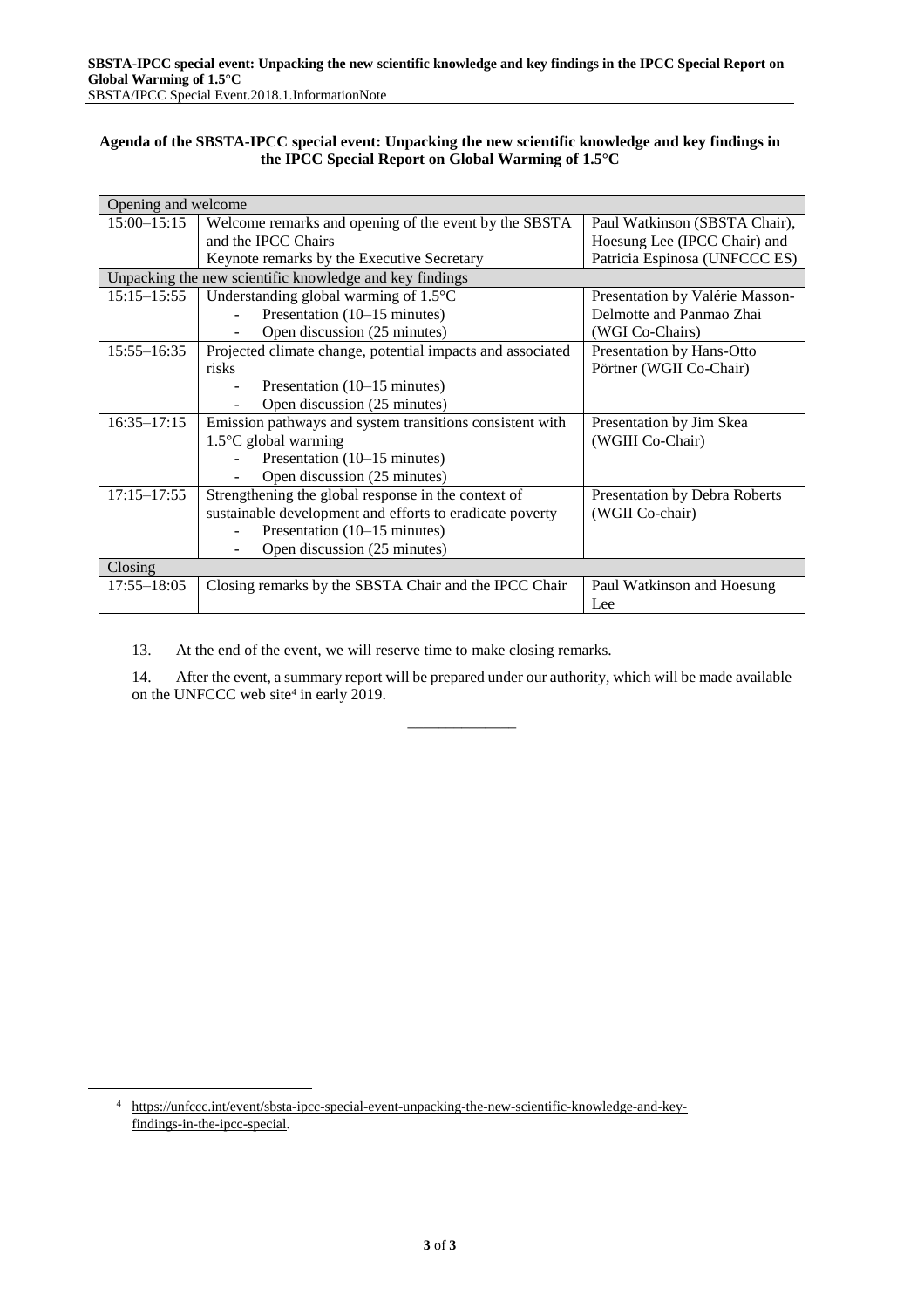**Agenda of the SBSTA-IPCC special event: Unpacking the new scientific knowledge and key findings in the IPCC Special Report on Global Warming of 1.5°C**

| | | |
|---|---|---|
| Opening and welcome | | |
| 15:00–15:15 | Welcome remarks and opening of the event by the SBSTA and the IPCC Chairs<br>Keynote remarks by the Executive Secretary | Paul Watkinson (SBSTA Chair), Hoesung Lee (IPCC Chair) and Patricia Espinosa (UNFCCC ES) |
| Unpacking the new scientific knowledge and key findings | | |
| 15:15–15:55 | Understanding global warming of 1.5°C<br>- Presentation (10–15 minutes)<br>- Open discussion (25 minutes) | Presentation by Valérie Masson-Delmotte and Panmao Zhai (WGI Co-Chairs) |
| 15:55–16:35 | Projected climate change, potential impacts and associated risks<br>- Presentation (10–15 minutes)<br>- Open discussion (25 minutes) | Presentation by Hans-Otto Pörtner (WGII Co-Chair) |
| 16:35–17:15 | Emission pathways and system transitions consistent with 1.5°C global warming<br>- Presentation (10–15 minutes)<br>- Open discussion (25 minutes) | Presentation by Jim Skea (WGIII Co-Chair) |
| 17:15–17:55 | Strengthening the global response in the context of sustainable development and efforts to eradicate poverty<br>- Presentation (10–15 minutes)<br>- Open discussion (25 minutes) | Presentation by Debra Roberts (WGII Co-chair) |
| Closing | | |
| 17:55–18:05 | Closing remarks by the SBSTA Chair and the IPCC Chair | Paul Watkinson and Hoesung Lee |

13. At the end of the event, we will reserve time to make closing remarks.

14. After the event, a summary report will be prepared under our authority, which will be made available on the UNFCCC web site[4] in early 2019.

---

[4] https://unfccc.int/event/sbsta-ipcc-special-event-unpacking-the-new-scientific-knowledge-and-key-findings-in-the-ipcc-special.